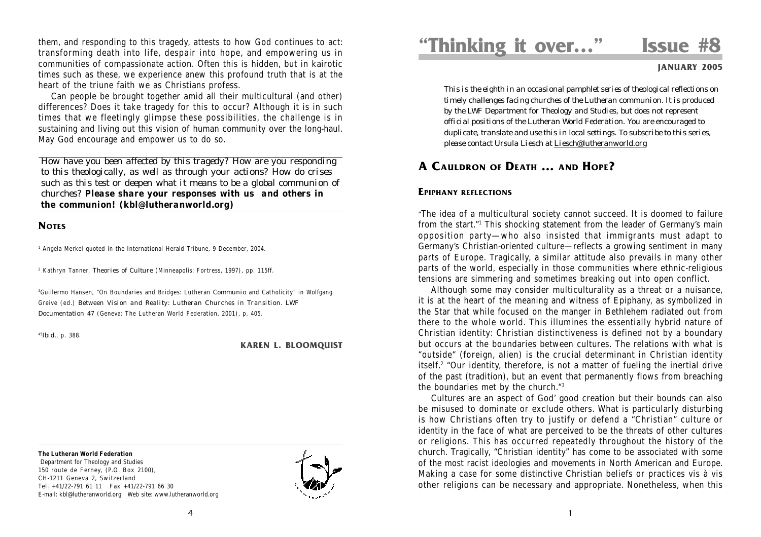# "Thinking it over…" Issue #8

**JANUARY 2005**

*This is the eighth in an occasional pamphlet series of theological reflections on timely challenges facing churches of the Lutheran communion. It is produced by the LWF Department for Theology and Studies, but does not represent official positions of the Lutheran World Federation. You are encouraged to duplicate, translate and use this in local settings. To subscribe to this series, please contact Ursula Liesch at Liesch@lutheranworld.org*

## A Cauldron of Death … and Hope?

### Epiphany reflections

"The idea of a multicultural society cannot succeed. It is doomed to failure from the start."[1] This shocking statement from the leader of Germany's main opposition party—who also insisted that immigrants must adapt to Germany's Christian-oriented culture—reflects a growing sentiment in many parts of Europe. Tragically, a similar attitude also prevails in many other parts of the world, especially in those communities where ethnic-religious tensions are simmering and sometimes breaking out into open conflict.

Although some may consider multiculturality as a threat or a nuisance, it is at the heart of the meaning and witness of Epiphany, as symbolized in the Star that while focused on the manger in Bethlehem radiated out from there to the whole world. This illumines the essentially hybrid nature of Christian identity: Christian distinctiveness is defined not by a boundary but occurs at the boundaries between cultures. The relations with what is "outside" (foreign, alien) is the crucial determinant in Christian identity itself.[2] "Our identity, therefore, is not a matter of fueling the inertial drive of the past (tradition), but an event that permanently flows from breaching the boundaries met by the church."[3]

Cultures are an aspect of God' good creation but their bounds can also be misused to dominate or exclude others. What is particularly disturbing is how Christians often try to justify or defend a "Christian" culture or identity in the face of what are perceived to be the threats of other cultures or religions. This has occurred repeatedly throughout the history of the church. Tragically, "Christian identity" has come to be associated with some of the most racist ideologies and movements in North American and Europe. Making a case for some distinctive Christian beliefs or practices vis à vis other religions can be necessary and appropriate. Nonetheless, when this

them, and responding to this tragedy, attests to how God continues to act: transforming death into life, despair into hope, and empowering us in communities of compassionate action. Often this is hidden, but in kairotic times such as these, we experience anew this profound truth that is at the heart of the triune faith we as Christians profess.

Can people be brought together amid all their multicultural (and other) differences? Does it take tragedy for this to occur? Although it is in such times that we fleetingly glimpse these possibilities, the challenge is in sustaining and living out this vision of human community over the long-haul. May God encourage and empower us to do so.

*How have you been affected by this tragedy? How are you responding to this theologically, as well as through your actions? How do crises such as this test or deepen what it means to be a global communion of churches?* ***Please share your responses with us and others in the communion! (kbl@lutheranworld.org)***

### Notes

[1] Angela Merkel quoted in the International Herald Tribune, 9 December, 2004.

[2] Kathryn Tanner, *Theories of Culture* (Minneapolis: Fortress, 1997), pp. 115ff.

[3] Guillermo Hansen, "On Boundaries and Bridges: Lutheran *Communio* and Catholicity" in Wolfgang Greive (ed.) *Between Vision and Reality: Lutheran Churches in Transition. LWF Documentation 47* (Geneva: The Lutheran World Federation, 2001), p. 405.

[45] Ibid., p. 388.

**KAREN L. BLOOMQUIST**

**The Lutheran World Federation**
Department for Theology and Studies
150 route de Ferney, (P.O. Box 2100),
CH-1211 Geneva 2, Switzerland
Tel. +41/22-791 61 11 Fax +41/22-791 66 30
E-mail: kbl@lutheranworld.org Web site: www.lutheranworld.org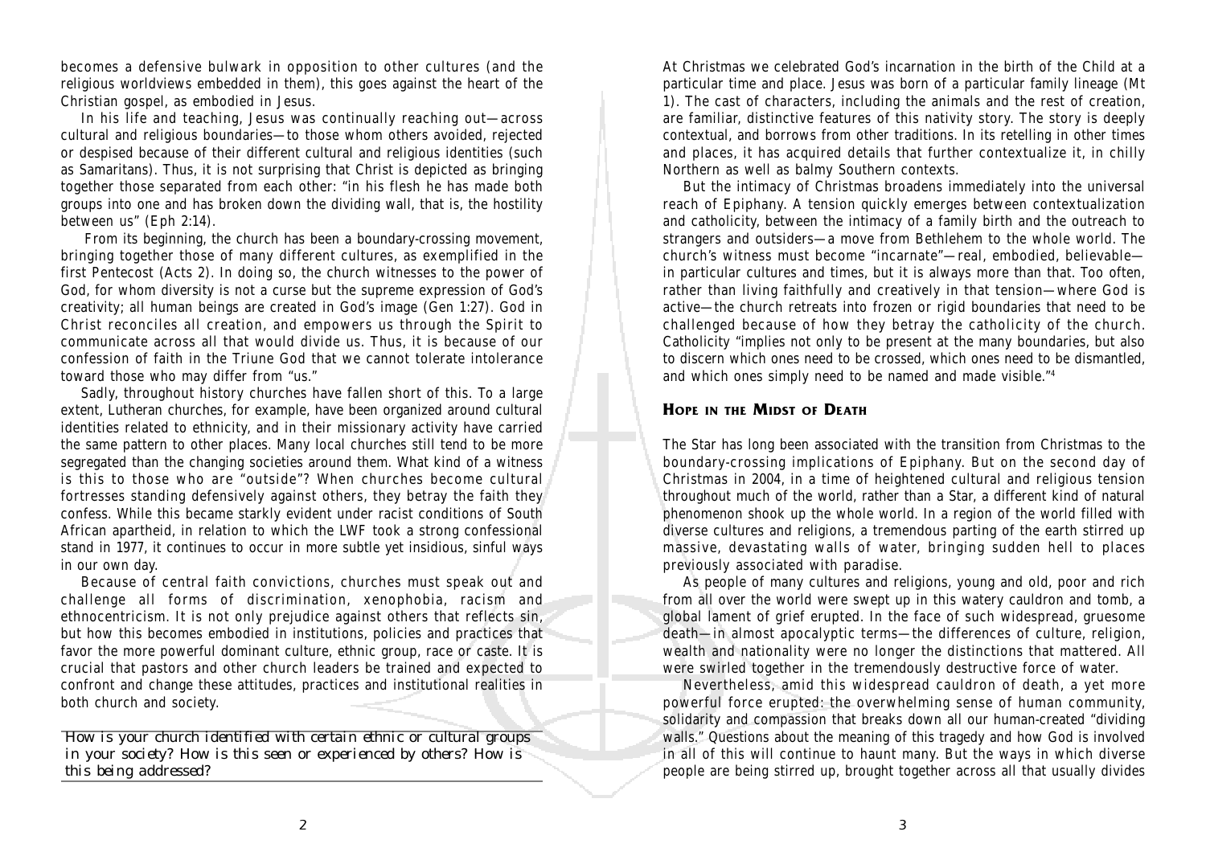becomes a defensive bulwark in opposition to other cultures (and the religious worldviews embedded in them), this goes against the heart of the Christian gospel, as embodied in Jesus.

In his life and teaching, Jesus was continually reaching out—across cultural and religious boundaries—to those whom others avoided, rejected or despised because of their different cultural and religious identities (such as Samaritans). Thus, it is not surprising that Christ is depicted as bringing together those separated from each other: "in his flesh he has made both groups into one and has broken down the dividing wall, that is, the hostility between us" (Eph 2:14).

From its beginning, the church has been a boundary-crossing movement, bringing together those of many different cultures, as exemplified in the first Pentecost (Acts 2). In doing so, the church witnesses to the power of God, for whom diversity is not a curse but the supreme expression of God's creativity; all human beings are created in God's image (Gen 1:27). God in Christ reconciles all creation, and empowers us through the Spirit to communicate across all that would divide us. Thus, it is because of our confession of faith in the Triune God that we cannot tolerate intolerance toward those who may differ from "us."

Sadly, throughout history churches have fallen short of this. To a large extent, Lutheran churches, for example, have been organized around cultural identities related to ethnicity, and in their missionary activity have carried the same pattern to other places. Many local churches still tend to be more segregated than the changing societies around them. What kind of a witness is this to those who are "outside"? When churches become cultural fortresses standing defensively against others, they betray the faith they confess. While this became starkly evident under racist conditions of South African apartheid, in relation to which the LWF took a strong confessional stand in 1977, it continues to occur in more subtle yet insidious, sinful ways in our own day.

Because of central faith convictions, churches must speak out and challenge all forms of discrimination, xenophobia, racism and ethnocentricism. It is not only prejudice against others that reflects sin, but how this becomes embodied in institutions, policies and practices that favor the more powerful dominant culture, ethnic group, race or caste. It is crucial that pastors and other church leaders be trained and expected to confront and change these attitudes, practices and institutional realities in both church and society.

*How is your church identified with certain ethnic or cultural groups in your society? How is this seen or experienced by others? How is this being addressed?*

At Christmas we celebrated God's incarnation in the birth of the Child at a particular time and place. Jesus was born of a particular family lineage (Mt 1). The cast of characters, including the animals and the rest of creation, are familiar, distinctive features of this nativity story. The story is deeply contextual, and borrows from other traditions. In its retelling in other times and places, it has acquired details that further contextualize it, in chilly Northern as well as balmy Southern contexts.

But the intimacy of Christmas broadens immediately into the universal reach of Epiphany. A tension quickly emerges between contextualization and catholicity, between the intimacy of a family birth and the outreach to strangers and outsiders—a move from Bethlehem to the whole world. The church's witness must become "incarnate"—real, embodied, believable—in particular cultures and times, but it is always more than that. Too often, rather than living faithfully and creatively in that tension—where God is active—the church retreats into frozen or rigid boundaries that need to be challenged because of how they betray the catholicity of the church. Catholicity "implies not only to be present at the many boundaries, but also to discern which ones need to be crossed, which ones need to be dismantled, and which ones simply need to be named and made visible."[4]

## Hope in the Midst of Death

The Star has long been associated with the transition from Christmas to the boundary-crossing implications of Epiphany. But on the second day of Christmas in 2004, in a time of heightened cultural and religious tension throughout much of the world, rather than a Star, a different kind of natural phenomenon shook up the whole world. In a region of the world filled with diverse cultures and religions, a tremendous parting of the earth stirred up massive, devastating walls of water, bringing sudden hell to places previously associated with paradise.

As people of many cultures and religions, young and old, poor and rich from all over the world were swept up in this watery cauldron and tomb, a global lament of grief erupted. In the face of such widespread, gruesome death—in almost apocalyptic terms—the differences of culture, religion, wealth and nationality were no longer the distinctions that mattered. All were swirled together in the tremendously destructive force of water.

Nevertheless, amid this widespread cauldron of death, a yet more powerful force erupted: the overwhelming sense of human community, solidarity and compassion that breaks down all our human-created "dividing walls." Questions about the meaning of this tragedy and how God is involved in all of this will continue to haunt many. But the ways in which diverse people are being stirred up, brought together across all that usually divides